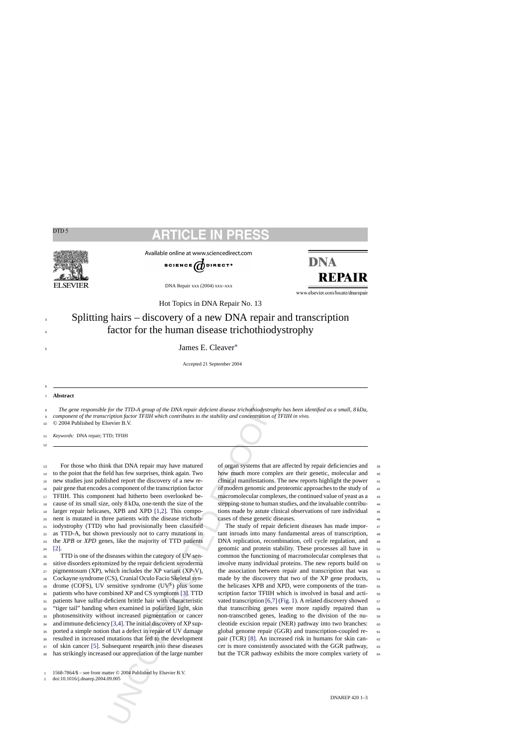Hot Topics in DNA Repair No. 13

# Splitting hairs – discovery of a new DNA repair and transcription factor for the human disease trichothiodystrophy

James E. Cleaver*

Accepted 21 September 2004

## Abstract

*The gene responsible for the TTD-A group of the DNA repair deficient disease trichothiodystrophy has been identified as a small, 8 kDa, component of the transcription factor TFIIH which contributes to the stability and concentration of TFIIH in vivo.*

© 2004 Published by Elsevier B.V.

*Keywords:* DNA repair; TTD; TFIIH

For those who think that DNA repair may have matured to the point that the field has few surprises, think again. Two new studies just published report the discovery of a new repair gene that encodes a component of the transcription factor TFIIH. This component had hitherto been overlooked because of its small size, only 8 kDa, one-tenth the size of the larger repair helicases, XPB and XPD [1,2]. This component is mutated in three patients with the disease trichothiodystrophy (TTD) who had provisionally been classified as TTD-A, but shown previously not to carry mutations in the *XPB* or *XPD* genes, like the majority of TTD patients [2].

TTD is one of the diseases within the category of UV sensitive disorders epitomized by the repair deficient xeroderma pigmentosum (XP), which includes the XP variant (XP-V), Cockayne syndrome (CS), Cranial Oculo Facio Skeletal syndrome (COFS), UV sensitive syndrome ($UV^S$) plus some patients who have combined XP and CS symptoms [3]. TTD patients have sulfur-deficient brittle hair with characteristic "tiger tail" banding when examined in polarized light, skin photosensitivity without increased pigmentation or cancer and immune deficiency [3,4]. The initial discovery of XP supported a simple notion that a defect in repair of UV damage resulted in increased mutations that led to the development of skin cancer [5]. Subsequent research into these diseases has strikingly increased our appreciation of the large number of organ systems that are affected by repair deficiencies and how much more complex are their genetic, molecular and clinical manifestations. The new reports highlight the power of modern genomic and proteomic approaches to the study of macromolecular complexes, the continued value of yeast as a stepping-stone to human studies, and the invaluable contributions made by astute clinical observations of rare individual cases of these genetic diseases.

The study of repair deficient diseases has made important inroads into many fundamental areas of transcription, DNA replication, recombination, cell cycle regulation, and genomic and protein stability. These processes all have in common the functioning of macromolecular complexes that involve many individual proteins. The new reports build on the association between repair and transcription that was made by the discovery that two of the XP gene products, the helicases XPB and XPD, were components of the transcription factor TFIIH which is involved in basal and activated transcription [6,7] (Fig. 1). A related discovery showed that transcribing genes were more rapidly repaired than non-transcribed genes, leading to the division of the nucleotide excision repair (NER) pathway into two branches: global genome repair (GGR) and transcription-coupled repair (TCR) [8]. An increased risk in humans for skin cancer is more consistently associated with the GGR pathway, but the TCR pathway exhibits the more complex variety of

1568-7864/$ – see front matter © 2004 Published by Elsevier B.V.
doi:10.1016/j.dnarep.2004.09.005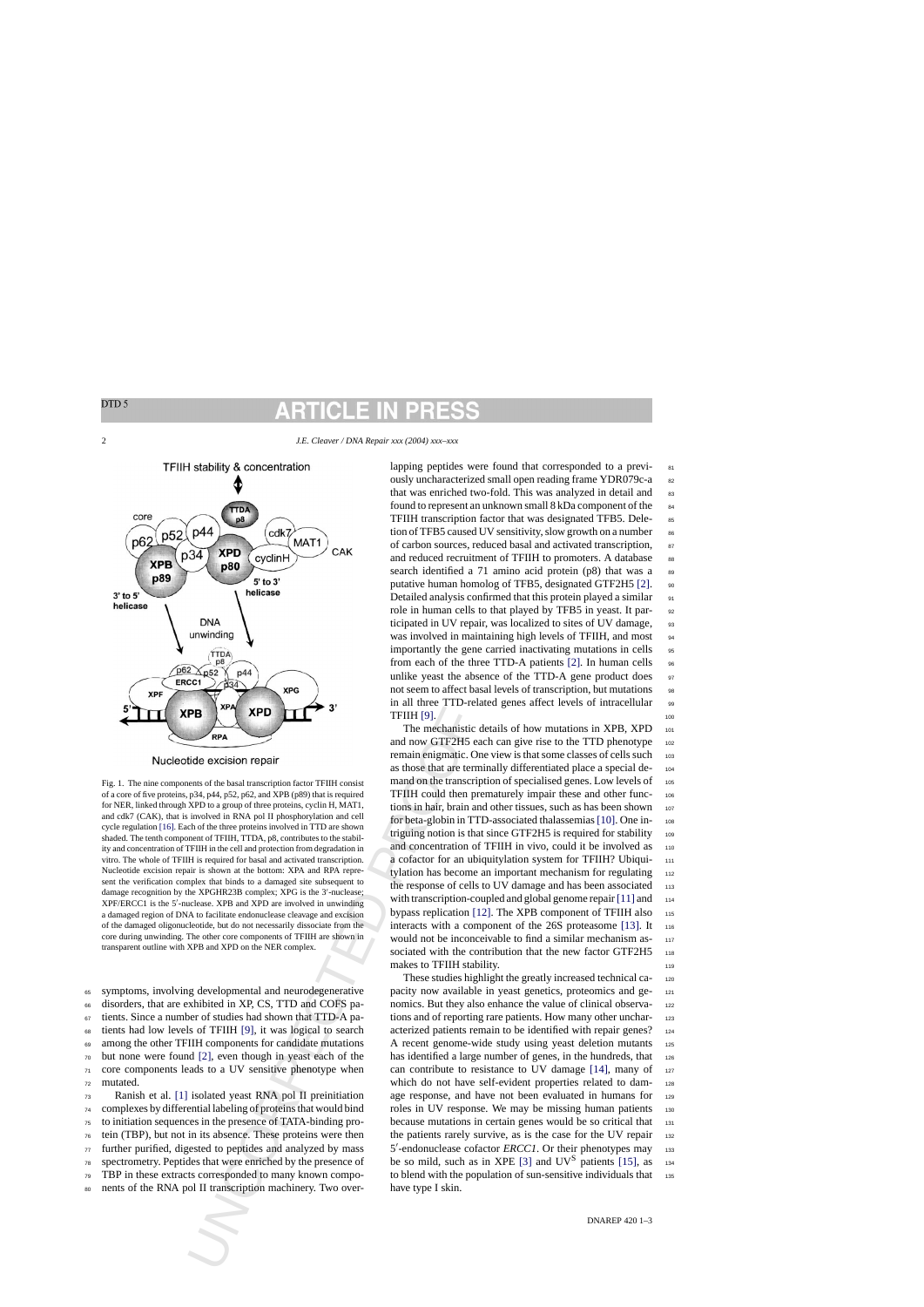Fig. 1. The nine components of the basal transcription factor TFIIH consist of a core of five proteins, p34, p44, p52, p62, and XPB (p89) that is required for NER, linked through XPD to a group of three proteins, cyclin H, MAT1, and cdk7 (CAK), that is involved in RNA pol II phosphorylation and cell cycle regulation [16]. Each of the three proteins involved in TTD are shown shaded. The tenth component of TFIIH, TTDA, p8, contributes to the stability and concentration of TFIIH in the cell and protection from degradation in vitro. The whole of TFIIH is required for basal and activated transcription. Nucleotide excision repair is shown at the bottom: XPA and RPA represent the verification complex that binds to a damaged site subsequent to damage recognition by the XPGHR23B complex; XPG is the 3′-nuclease; XPF/ERCC1 is the 5′-nuclease. XPB and XPD are involved in unwinding a damaged region of DNA to facilitate endonuclease cleavage and excision of the damaged oligonucleotide, but do not necessarily dissociate from the core during unwinding. The other core components of TFIIH are shown in transparent outline with XPB and XPD on the NER complex.

symptoms, involving developmental and neurodegenerative disorders, that are exhibited in XP, CS, TTD and COFS patients. Since a number of studies had shown that TTD-A patients had low levels of TFIIH [9], it was logical to search among the other TFIIH components for candidate mutations but none were found [2], even though in yeast each of the core components leads to a UV sensitive phenotype when mutated.

Ranish et al. [1] isolated yeast RNA pol II preinitiation complexes by differential labeling of proteins that would bind to initiation sequences in the presence of TATA-binding protein (TBP), but not in its absence. These proteins were then further purified, digested to peptides and analyzed by mass spectrometry. Peptides that were enriched by the presence of TBP in these extracts corresponded to many known components of the RNA pol II transcription machinery. Two overlapping peptides were found that corresponded to a previously uncharacterized small open reading frame YDR079c-a that was enriched two-fold. This was analyzed in detail and found to represent an unknown small 8 kDa component of the TFIIH transcription factor that was designated TFB5. Deletion of TFB5 caused UV sensitivity, slow growth on a number of carbon sources, reduced basal and activated transcription, and reduced recruitment of TFIIH to promoters. A database search identified a 71 amino acid protein (p8) that was a putative human homolog of TFB5, designated GTF2H5 [2]. Detailed analysis confirmed that this protein played a similar role in human cells to that played by TFB5 in yeast. It participated in UV repair, was localized to sites of UV damage, was involved in maintaining high levels of TFIIH, and most importantly the gene carried inactivating mutations in cells from each of the three TTD-A patients [2]. In human cells unlike yeast the absence of the TTD-A gene product does not seem to affect basal levels of transcription, but mutations in all three TTD-related genes affect levels of intracellular TFIIH [9].

The mechanistic details of how mutations in XPB, XPD and now GTF2H5 each can give rise to the TTD phenotype remain enigmatic. One view is that some classes of cells such as those that are terminally differentiated place a special demand on the transcription of specialised genes. Low levels of TFIIH could then prematurely impair these and other functions in hair, brain and other tissues, such as has been shown for beta-globin in TTD-associated thalassemias [10]. One intriguing notion is that since GTF2H5 is required for stability and concentration of TFIIH in vivo, could it be involved as a cofactor for an ubiquitylation system for TFIIH? Ubiquitylation has become an important mechanism for regulating the response of cells to UV damage and has been associated with transcription-coupled and global genome repair [11] and bypass replication [12]. The XPB component of TFIIH also interacts with a component of the 26S proteasome [13]. It would not be inconceivable to find a similar mechanism associated with the contribution that the new factor GTF2H5 makes to TFIIH stability.

These studies highlight the greatly increased technical capacity now available in yeast genetics, proteomics and genomics. But they also enhance the value of clinical observations and of reporting rare patients. How many other uncharacterized patients remain to be identified with repair genes? A recent genome-wide study using yeast deletion mutants has identified a large number of genes, in the hundreds, that can contribute to resistance to UV damage [14], many of which do not have self-evident properties related to damage response, and have not been evaluated in humans for roles in UV response. We may be missing human patients because mutations in certain genes would be so critical that the patients rarely survive, as is the case for the UV repair 5′-endonuclease cofactor *ERCC1*. Or their phenotypes may be so mild, such as in XPE [3] and $UV^S$ patients [15], as to blend with the population of sun-sensitive individuals that have type I skin.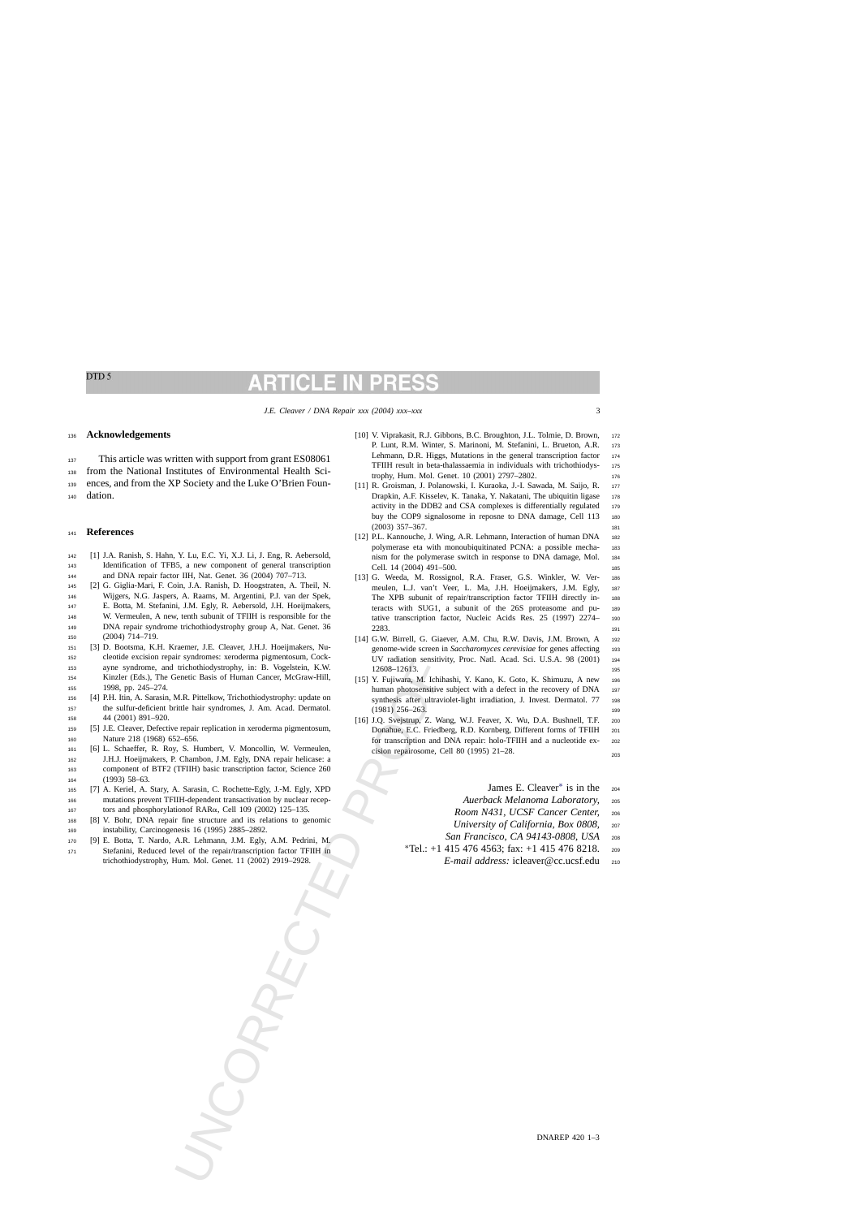## Acknowledgements

This article was written with support from grant ES08061 from the National Institutes of Environmental Health Sciences, and from the XP Society and the Luke O'Brien Foundation.

## References

[1] J.A. Ranish, S. Hahn, Y. Lu, E.C. Yi, X.J. Li, J. Eng, R. Aebersold, Identification of TFB5, a new component of general transcription and DNA repair factor IIH, Nat. Genet. 36 (2004) 707–713.

[2] G. Giglia-Mari, F. Coin, J.A. Ranish, D. Hoogstraten, A. Theil, N. Wijgers, N.G. Jaspers, A. Raams, M. Argentini, P.J. van der Spek, E. Botta, M. Stefanini, J.M. Egly, R. Aebersold, J.H. Hoeijmakers, W. Vermeulen, A new, tenth subunit of TFIIH is responsible for the DNA repair syndrome trichothiodystrophy group A, Nat. Genet. 36 (2004) 714–719.

[3] D. Bootsma, K.H. Kraemer, J.E. Cleaver, J.H.J. Hoeijmakers, Nucleotide excision repair syndromes: xeroderma pigmentosum, Cockayne syndrome, and trichothiodystrophy, in: B. Vogelstein, K.W. Kinzler (Eds.), The Genetic Basis of Human Cancer, McGraw-Hill, 1998, pp. 245–274.

[4] P.H. Itin, A. Sarasin, M.R. Pittelkow, Trichothiodystrophy: update on the sulfur-deficient brittle hair syndromes, J. Am. Acad. Dermatol. 44 (2001) 891–920.

[5] J.E. Cleaver, Defective repair replication in xeroderma pigmentosum, Nature 218 (1968) 652–656.

[6] L. Schaeffer, R. Roy, S. Humbert, V. Moncollin, W. Vermeulen, J.H.J. Hoeijmakers, P. Chambon, J.M. Egly, DNA repair helicase: a component of BTF2 (TFIIH) basic transcription factor, Science 260 (1993) 58–63.

[7] A. Keriel, A. Stary, A. Sarasin, C. Rochette-Egly, J.-M. Egly, XPD mutations prevent TFIIH-dependent transactivation by nuclear receptors and phosphorylationof RARα, Cell 109 (2002) 125–135.

[8] V. Bohr, DNA repair fine structure and its relations to genomic instability, Carcinogenesis 16 (1995) 2885–2892.

[9] E. Botta, T. Nardo, A.R. Lehmann, J.M. Egly, A.M. Pedrini, M. Stefanini, Reduced level of the repair/transcription factor TFIIH in trichothiodystrophy, Hum. Mol. Genet. 11 (2002) 2919–2928.

[10] V. Viprakasit, R.J. Gibbons, B.C. Broughton, J.L. Tolmie, D. Brown, P. Lunt, R.M. Winter, S. Marinoni, M. Stefanini, L. Brueton, A.R. Lehmann, D.R. Higgs, Mutations in the general transcription factor TFIIH result in beta-thalassaemia in individuals with trichothiodystrophy, Hum. Mol. Genet. 10 (2001) 2797–2802.

[11] R. Groisman, J. Polanowski, I. Kuraoka, J.-I. Sawada, M. Saijo, R. Drapkin, A.F. Kisselev, K. Tanaka, Y. Nakatani, The ubiquitin ligase activity in the DDB2 and CSA complexes is differentially regulated buy the COP9 signalosome in reposne to DNA damage, Cell 113 (2003) 357–367.

[12] P.L. Kannouche, J. Wing, A.R. Lehmann, Interaction of human DNA polymerase eta with monoubiquitinated PCNA: a possible mechanism for the polymerase switch in response to DNA damage, Mol. Cell. 14 (2004) 491–500.

[13] G. Weeda, M. Rossignol, R.A. Fraser, G.S. Winkler, W. Vermeulen, L.J. van't Veer, L. Ma, J.H. Hoeijmakers, J.M. Egly, The XPB subunit of repair/transcription factor TFIIH directly interacts with SUG1, a subunit of the 26S proteasome and putative transcription factor, Nucleic Acids Res. 25 (1997) 2274–2283.

[14] G.W. Birrell, G. Giaever, A.M. Chu, R.W. Davis, J.M. Brown, A genome-wide screen in *Saccharomyces cerevisiae* for genes affecting UV radiation sensitivity, Proc. Natl. Acad. Sci. U.S.A. 98 (2001) 12608–12613.

[15] Y. Fujiwara, M. Ichihashi, Y. Kano, K. Goto, K. Shimuzu, A new human photosensitive subject with a defect in the recovery of DNA synthesis after ultraviolet-light irradiation, J. Invest. Dermatol. 77 (1981) 256–263.

[16] J.Q. Svejstrup, Z. Wang, W.J. Feaver, X. Wu, D.A. Bushnell, T.F. Donahue, E.C. Friedberg, R.D. Kornberg, Different forms of TFIIH for transcription and DNA repair: holo-TFIIH and a nucleotide excision repairosome, Cell 80 (1995) 21–28.

James E. Cleaver* is in the *Auerback Melanoma Laboratory, Room N431, UCSF Cancer Center, University of California, Box 0808, San Francisco, CA 94143-0808, USA*

*Tel.: +1 415 476 4563; fax: +1 415 476 8218.
*E-mail address:* icleaver@cc.ucsf.edu